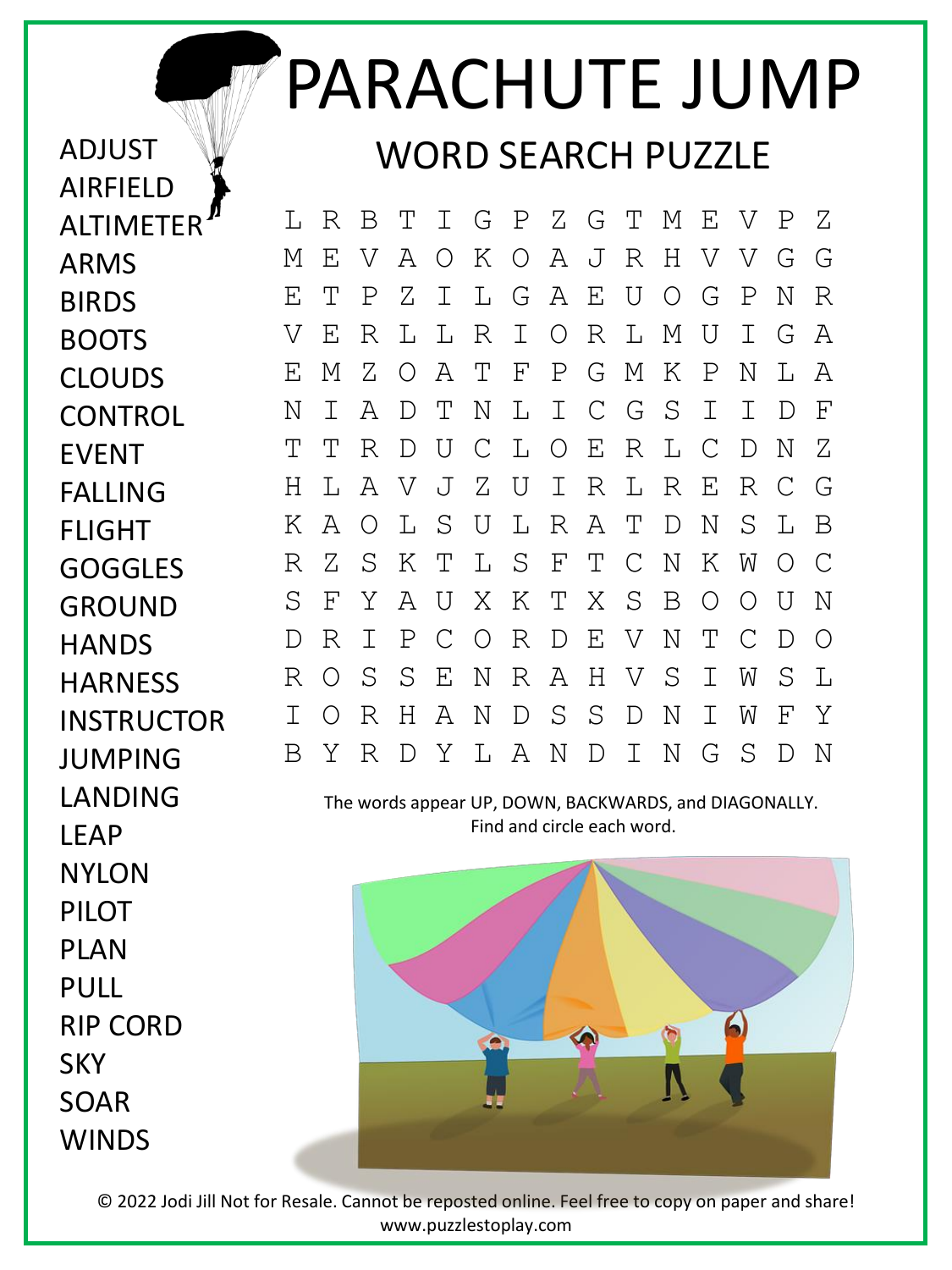# PARACHUTE JUMP

## WORD SEARCH PUZZLE

ADJUST
AIRFIELD
ALTIMETER
ARMS
BIRDS
BOOTS
CLOUDS
CONTROL
EVENT
FALLING
FLIGHT
GOGGLES
GROUND
HANDS
HARNESS
INSTRUCTOR
JUMPING
LANDING
LEAP
NYLON
PILOT
PLAN
PULL
RIP CORD
SKY
SOAR
WINDS

```
L R B T I G P Z G T M E V P Z
M E V A O K O A J R H V V G G
E T P Z I L G A E U O G P N R
V E R L L R I O R L M U I G A
E M Z O A T F P G M K P N L A
N I A D T N L I C G S I I D F
T T R D U C L O E R L C D N Z
H L A V J Z U I R L R E R C G
K A O L S U L R A T D N S L B
R Z S K T L S F T C N K W O C
S F Y A U X K T X S B O O U N
D R I P C O R D E V N T C D O
R O S S E N R A H V S I W S L
I O R H A N D S S D N I W F Y
B Y R D Y L A N D I N G S D N
```

The words appear UP, DOWN, BACKWARDS, and DIAGONALLY.
Find and circle each word.

© 2022 Jodi Jill Not for Resale. Cannot be reposted online. Feel free to copy on paper and share!
www.puzzlestoplay.com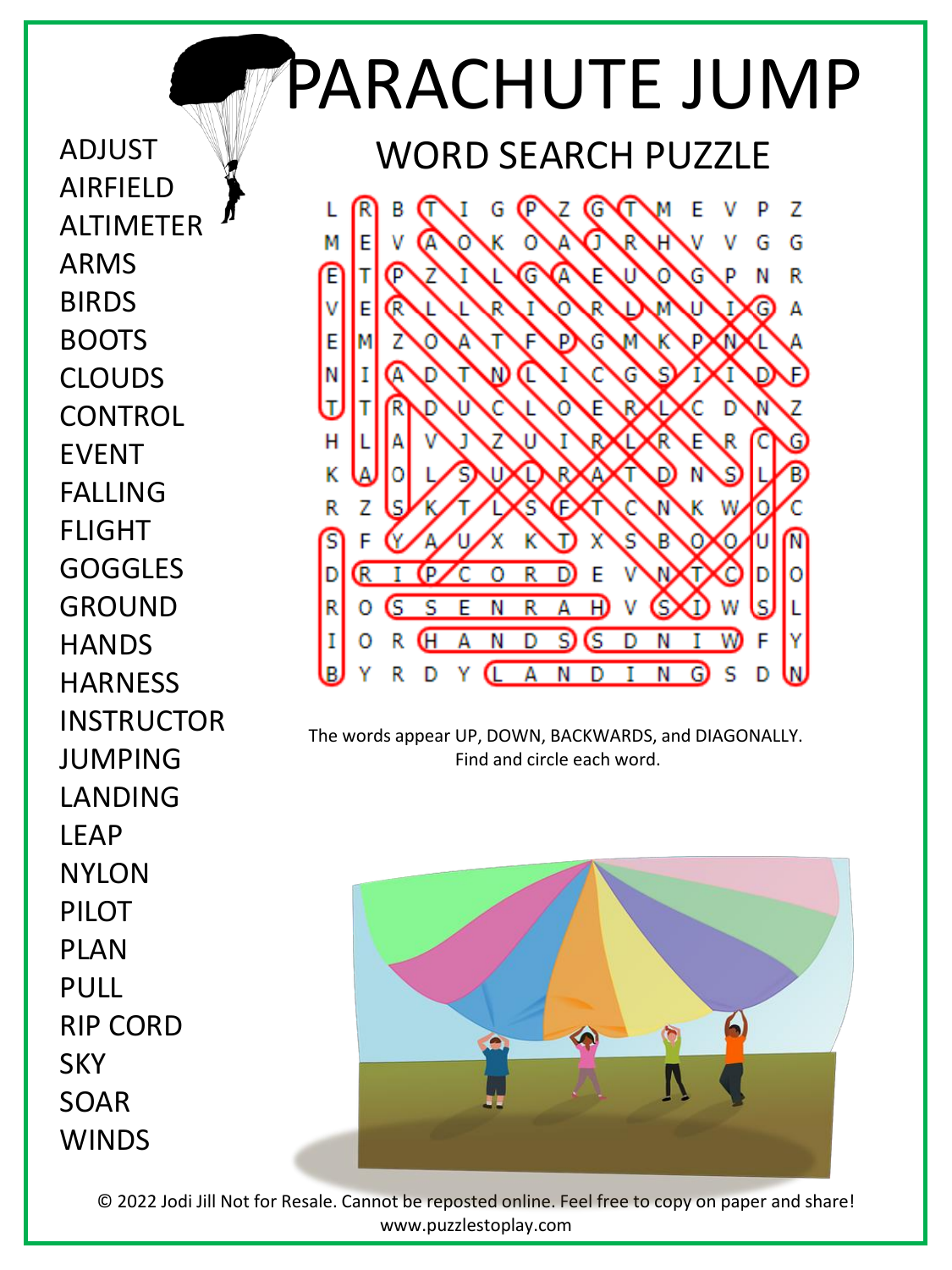# PARACHUTE JUMP

## WORD SEARCH PUZZLE

ADJUST
AIRFIELD
ALTIMETER
ARMS
BIRDS
BOOTS
CLOUDS
CONTROL
EVENT
FALLING
FLIGHT
GOGGLES
GROUND
HANDS
HARNESS
INSTRUCTOR
JUMPING
LANDING
LEAP
NYLON
PILOT
PLAN
PULL
RIP CORD
SKY
SOAR
WINDS

| | | | | | | | | | | | | | | |
|---|---|---|---|---|---|---|---|---|---|---|---|---|---|---|
| L | R | B | T | I | G | P | Z | G | T | M | E | V | P | Z |
| M | E | V | A | O | K | O | A | J | R | H | V | V | G | G |
| E | T | P | Z | I | L | G | A | E | U | O | G | P | N | R |
| V | E | R | L | L | R | I | O | R | L | M | U | I | G | A |
| E | M | Z | O | A | T | F | P | G | M | K | P | N | L | A |
| N | I | A | D | T | N | L | I | C | G | S | I | I | D | F |
| T | T | R | D | U | C | L | O | E | R | L | C | D | N | Z |
| H | L | A | V | J | Z | U | I | R | L | R | E | R | C | G |
| K | A | O | L | S | U | L | R | A | T | D | N | S | L | B |
| R | Z | S | K | T | L | S | F | T | C | N | K | W | O | C |
| S | F | Y | A | U | X | K | T | X | S | B | O | O | U | N |
| D | R | I | P | C | O | R | D | E | V | N | T | C | D | O |
| R | O | S | S | E | N | R | A | H | V | S | I | W | S | L |
| I | O | R | H | A | N | D | S | S | D | N | I | W | F | Y |
| B | Y | R | D | Y | L | A | N | D | I | N | G | S | D | N |

The words appear UP, DOWN, BACKWARDS, and DIAGONALLY.
Find and circle each word.

© 2022 Jodi Jill Not for Resale. Cannot be reposted online. Feel free to copy on paper and share!
www.puzzlestoplay.com